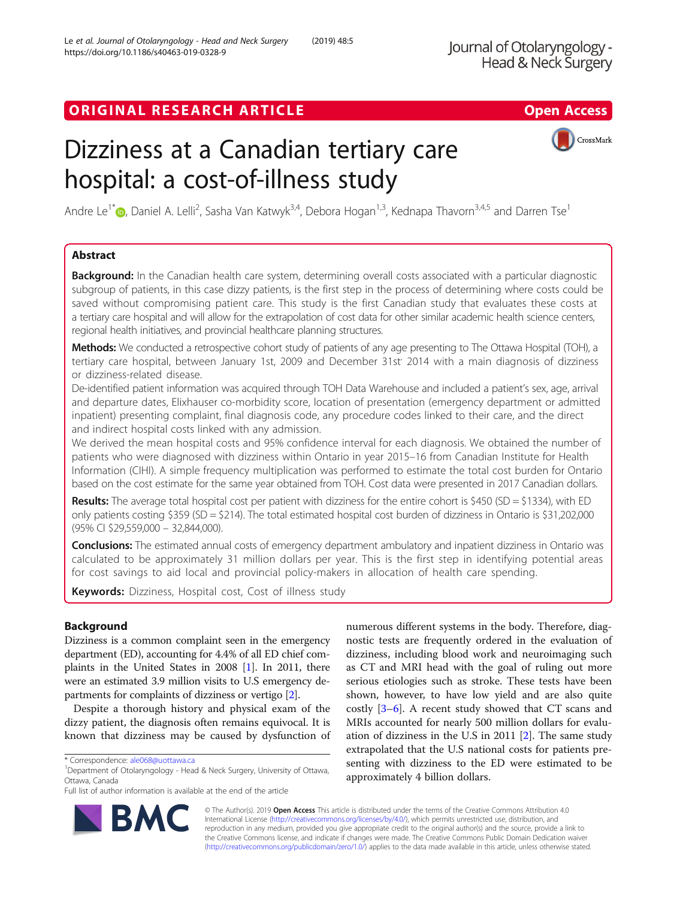ORIGINAL RESEARCH ARTICLE

Open Access

# Dizziness at a Canadian tertiary care hospital: a cost-of-illness study

Andre Le[1*], Daniel A. Lelli[2], Sasha Van Katwyk[3,4], Debora Hogan[1,3], Kednapa Thavorn[3,4,5] and Darren Tse[1]

## Abstract

**Background:** In the Canadian health care system, determining overall costs associated with a particular diagnostic subgroup of patients, in this case dizzy patients, is the first step in the process of determining where costs could be saved without compromising patient care. This study is the first Canadian study that evaluates these costs at a tertiary care hospital and will allow for the extrapolation of cost data for other similar academic health science centers, regional health initiatives, and provincial healthcare planning structures.

**Methods:** We conducted a retrospective cohort study of patients of any age presenting to The Ottawa Hospital (TOH), a tertiary care hospital, between January 1st, 2009 and December 31st' 2014 with a main diagnosis of dizziness or dizziness-related disease.

De-identified patient information was acquired through TOH Data Warehouse and included a patient's sex, age, arrival and departure dates, Elixhauser co-morbidity score, location of presentation (emergency department or admitted inpatient) presenting complaint, final diagnosis code, any procedure codes linked to their care, and the direct and indirect hospital costs linked with any admission.

We derived the mean hospital costs and 95% confidence interval for each diagnosis. We obtained the number of patients who were diagnosed with dizziness within Ontario in year 2015–16 from Canadian Institute for Health Information (CIHI). A simple frequency multiplication was performed to estimate the total cost burden for Ontario based on the cost estimate for the same year obtained from TOH. Cost data were presented in 2017 Canadian dollars.

**Results:** The average total hospital cost per patient with dizziness for the entire cohort is $450 (SD = $1334), with ED only patients costing $359 (SD = $214). The total estimated hospital cost burden of dizziness in Ontario is $31,202,000 (95% CI $29,559,000 – 32,844,000).

**Conclusions:** The estimated annual costs of emergency department ambulatory and inpatient dizziness in Ontario was calculated to be approximately 31 million dollars per year. This is the first step in identifying potential areas for cost savings to aid local and provincial policy-makers in allocation of health care spending.

**Keywords:** Dizziness, Hospital cost, Cost of illness study

## Background

Dizziness is a common complaint seen in the emergency department (ED), accounting for 4.4% of all ED chief complaints in the United States in 2008 [1]. In 2011, there were an estimated 3.9 million visits to U.S emergency departments for complaints of dizziness or vertigo [2].

Despite a thorough history and physical exam of the dizzy patient, the diagnosis often remains equivocal. It is known that dizziness may be caused by dysfunction of numerous different systems in the body. Therefore, diagnostic tests are frequently ordered in the evaluation of dizziness, including blood work and neuroimaging such as CT and MRI head with the goal of ruling out more serious etiologies such as stroke. These tests have been shown, however, to have low yield and are also quite costly [3–6]. A recent study showed that CT scans and MRIs accounted for nearly 500 million dollars for evaluation of dizziness in the U.S in 2011 [2]. The same study extrapolated that the U.S national costs for patients presenting with dizziness to the ED were estimated to be approximately 4 billion dollars.

* Correspondence: ale068@uottawa.ca

[1]Department of Otolaryngology - Head & Neck Surgery, University of Ottawa, Ottawa, Canada

Full list of author information is available at the end of the article

© The Author(s). 2019 **Open Access** This article is distributed under the terms of the Creative Commons Attribution 4.0 International License (http://creativecommons.org/licenses/by/4.0/), which permits unrestricted use, distribution, and reproduction in any medium, provided you give appropriate credit to the original author(s) and the source, provide a link to the Creative Commons license, and indicate if changes were made. The Creative Commons Public Domain Dedication waiver (http://creativecommons.org/publicdomain/zero/1.0/) applies to the data made available in this article, unless otherwise stated.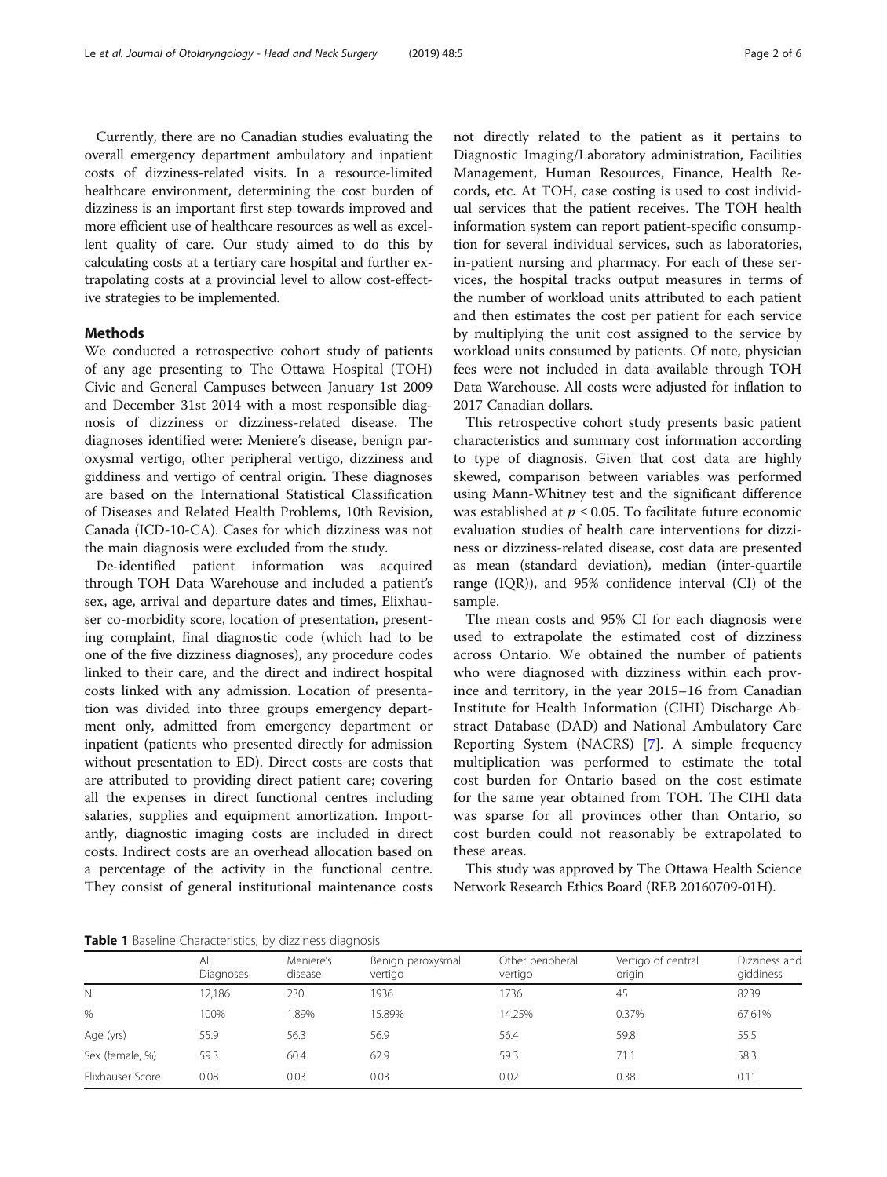Currently, there are no Canadian studies evaluating the overall emergency department ambulatory and inpatient costs of dizziness-related visits. In a resource-limited healthcare environment, determining the cost burden of dizziness is an important first step towards improved and more efficient use of healthcare resources as well as excellent quality of care. Our study aimed to do this by calculating costs at a tertiary care hospital and further extrapolating costs at a provincial level to allow cost-effective strategies to be implemented.

## Methods

We conducted a retrospective cohort study of patients of any age presenting to The Ottawa Hospital (TOH) Civic and General Campuses between January 1st 2009 and December 31st 2014 with a most responsible diagnosis of dizziness or dizziness-related disease. The diagnoses identified were: Meniere's disease, benign paroxysmal vertigo, other peripheral vertigo, dizziness and giddiness and vertigo of central origin. These diagnoses are based on the International Statistical Classification of Diseases and Related Health Problems, 10th Revision, Canada (ICD-10-CA). Cases for which dizziness was not the main diagnosis were excluded from the study.

De-identified patient information was acquired through TOH Data Warehouse and included a patient's sex, age, arrival and departure dates and times, Elixhauser co-morbidity score, location of presentation, presenting complaint, final diagnostic code (which had to be one of the five dizziness diagnoses), any procedure codes linked to their care, and the direct and indirect hospital costs linked with any admission. Location of presentation was divided into three groups emergency department only, admitted from emergency department or inpatient (patients who presented directly for admission without presentation to ED). Direct costs are costs that are attributed to providing direct patient care; covering all the expenses in direct functional centres including salaries, supplies and equipment amortization. Importantly, diagnostic imaging costs are included in direct costs. Indirect costs are an overhead allocation based on a percentage of the activity in the functional centre. They consist of general institutional maintenance costs not directly related to the patient as it pertains to Diagnostic Imaging/Laboratory administration, Facilities Management, Human Resources, Finance, Health Records, etc. At TOH, case costing is used to cost individual services that the patient receives. The TOH health information system can report patient-specific consumption for several individual services, such as laboratories, in-patient nursing and pharmacy. For each of these services, the hospital tracks output measures in terms of the number of workload units attributed to each patient and then estimates the cost per patient for each service by multiplying the unit cost assigned to the service by workload units consumed by patients. Of note, physician fees were not included in data available through TOH Data Warehouse. All costs were adjusted for inflation to 2017 Canadian dollars.

This retrospective cohort study presents basic patient characteristics and summary cost information according to type of diagnosis. Given that cost data are highly skewed, comparison between variables was performed using Mann-Whitney test and the significant difference was established at $p \leq 0.05$. To facilitate future economic evaluation studies of health care interventions for dizziness or dizziness-related disease, cost data are presented as mean (standard deviation), median (inter-quartile range (IQR)), and 95% confidence interval (CI) of the sample.

The mean costs and 95% CI for each diagnosis were used to extrapolate the estimated cost of dizziness across Ontario. We obtained the number of patients who were diagnosed with dizziness within each province and territory, in the year 2015–16 from Canadian Institute for Health Information (CIHI) Discharge Abstract Database (DAD) and National Ambulatory Care Reporting System (NACRS) [7]. A simple frequency multiplication was performed to estimate the total cost burden for Ontario based on the cost estimate for the same year obtained from TOH. The CIHI data was sparse for all provinces other than Ontario, so cost burden could not reasonably be extrapolated to these areas.

This study was approved by The Ottawa Health Science Network Research Ethics Board (REB 20160709-01H).

**Table 1** Baseline Characteristics, by dizziness diagnosis

| | All Diagnoses | Meniere's disease | Benign paroxysmal vertigo | Other peripheral vertigo | Vertigo of central origin | Dizziness and giddiness |
|---|---|---|---|---|---|---|
| N | 12,186 | 230 | 1936 | 1736 | 45 | 8239 |
| % | 100% | 1.89% | 15.89% | 14.25% | 0.37% | 67.61% |
| Age (yrs) | 55.9 | 56.3 | 56.9 | 56.4 | 59.8 | 55.5 |
| Sex (female, %) | 59.3 | 60.4 | 62.9 | 59.3 | 71.1 | 58.3 |
| Elixhauser Score | 0.08 | 0.03 | 0.03 | 0.02 | 0.38 | 0.11 |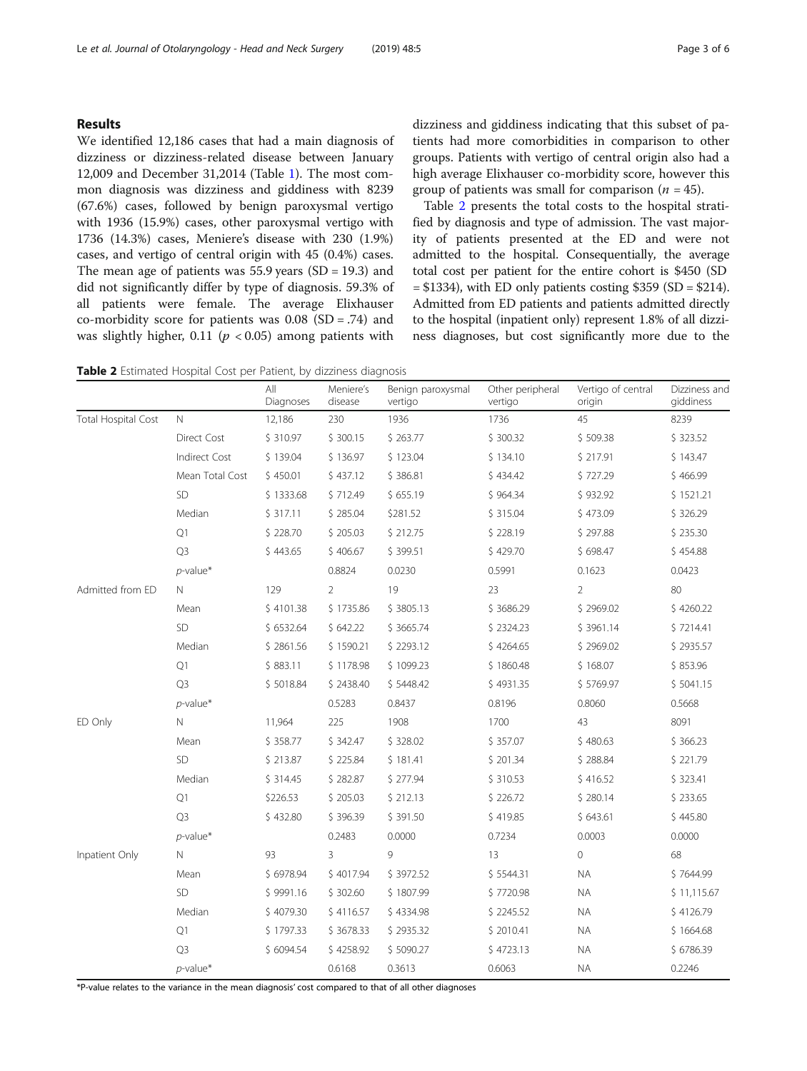## Results

We identified 12,186 cases that had a main diagnosis of dizziness or dizziness-related disease between January 12,009 and December 31,2014 (Table 1). The most common diagnosis was dizziness and giddiness with 8239 (67.6%) cases, followed by benign paroxysmal vertigo with 1936 (15.9%) cases, other paroxysmal vertigo with 1736 (14.3%) cases, Meniere's disease with 230 (1.9%) cases, and vertigo of central origin with 45 (0.4%) cases. The mean age of patients was 55.9 years (SD = 19.3) and did not significantly differ by type of diagnosis. 59.3% of all patients were female. The average Elixhauser co-morbidity score for patients was 0.08 (SD = .74) and was slightly higher, 0.11 ($p < 0.05$) among patients with dizziness and giddiness indicating that this subset of patients had more comorbidities in comparison to other groups. Patients with vertigo of central origin also had a high average Elixhauser co-morbidity score, however this group of patients was small for comparison ($n = 45$).

Table 2 presents the total costs to the hospital stratified by diagnosis and type of admission. The vast majority of patients presented at the ED and were not admitted to the hospital. Consequentially, the average total cost per patient for the entire cohort is $450 (SD = $1334), with ED only patients costing $359 (SD = $214). Admitted from ED patients and patients admitted directly to the hospital (inpatient only) represent 1.8% of all dizziness diagnoses, but cost significantly more due to the

**Table 2** Estimated Hospital Cost per Patient, by dizziness diagnosis

| | | All Diagnoses | Meniere's disease | Benign paroxysmal vertigo | Other peripheral vertigo | Vertigo of central origin | Dizziness and giddiness |
|---|---|---|---|---|---|---|---|
| Total Hospital Cost | N | 12,186 | 230 | 1936 | 1736 | 45 | 8239 |
| | Direct Cost | $ 310.97 | $ 300.15 | $ 263.77 | $ 300.32 | $ 509.38 | $ 323.52 |
| | Indirect Cost | $ 139.04 | $ 136.97 | $ 123.04 | $ 134.10 | $ 217.91 | $ 143.47 |
| | Mean Total Cost | $ 450.01 | $ 437.12 | $ 386.81 | $ 434.42 | $ 727.29 | $ 466.99 |
| | SD | $ 1333.68 | $ 712.49 | $ 655.19 | $ 964.34 | $ 932.92 | $ 1521.21 |
| | Median | $ 317.11 | $ 285.04 | $281.52 | $ 315.04 | $ 473.09 | $ 326.29 |
| | Q1 | $ 228.70 | $ 205.03 | $ 212.75 | $ 228.19 | $ 297.88 | $ 235.30 |
| | Q3 | $ 443.65 | $ 406.67 | $ 399.51 | $ 429.70 | $ 698.47 | $ 454.88 |
| | $p$-value* | | 0.8824 | 0.0230 | 0.5991 | 0.1623 | 0.0423 |
| Admitted from ED | N | 129 | 2 | 19 | 23 | 2 | 80 |
| | Mean | $ 4101.38 | $ 1735.86 | $ 3805.13 | $ 3686.29 | $ 2969.02 | $ 4260.22 |
| | SD | $ 6532.64 | $ 642.22 | $ 3665.74 | $ 2324.23 | $ 3961.14 | $ 7214.41 |
| | Median | $ 2861.56 | $ 1590.21 | $ 2293.12 | $ 4264.65 | $ 2969.02 | $ 2935.57 |
| | Q1 | $ 883.11 | $ 1178.98 | $ 1099.23 | $ 1860.48 | $ 168.07 | $ 853.96 |
| | Q3 | $ 5018.84 | $ 2438.40 | $ 5448.42 | $ 4931.35 | $ 5769.97 | $ 5041.15 |
| | $p$-value* | | 0.5283 | 0.8437 | 0.8196 | 0.8060 | 0.5668 |
| ED Only | N | 11,964 | 225 | 1908 | 1700 | 43 | 8091 |
| | Mean | $ 358.77 | $ 342.47 | $ 328.02 | $ 357.07 | $ 480.63 | $ 366.23 |
| | SD | $ 213.87 | $ 225.84 | $ 181.41 | $ 201.34 | $ 288.84 | $ 221.79 |
| | Median | $ 314.45 | $ 282.87 | $ 277.94 | $ 310.53 | $ 416.52 | $ 323.41 |
| | Q1 | $226.53 | $ 205.03 | $ 212.13 | $ 226.72 | $ 280.14 | $ 233.65 |
| | Q3 | $ 432.80 | $ 396.39 | $ 391.50 | $ 419.85 | $ 643.61 | $ 445.80 |
| | $p$-value* | | 0.2483 | 0.0000 | 0.7234 | 0.0003 | 0.0000 |
| Inpatient Only | N | 93 | 3 | 9 | 13 | 0 | 68 |
| | Mean | $ 6978.94 | $ 4017.94 | $ 3972.52 | $ 5544.31 | NA | $ 7644.99 |
| | SD | $ 9991.16 | $ 302.60 | $ 1807.99 | $ 7720.98 | NA | $ 11,115.67 |
| | Median | $ 4079.30 | $ 4116.57 | $ 4334.98 | $ 2245.52 | NA | $ 4126.79 |
| | Q1 | $ 1797.33 | $ 3678.33 | $ 2935.32 | $ 2010.41 | NA | $ 1664.68 |
| | Q3 | $ 6094.54 | $ 4258.92 | $ 5090.27 | $ 4723.13 | NA | $ 6786.39 |
| | $p$-value* | | 0.6168 | 0.3613 | 0.6063 | NA | 0.2246 |

*P-value relates to the variance in the mean diagnosis' cost compared to that of all other diagnoses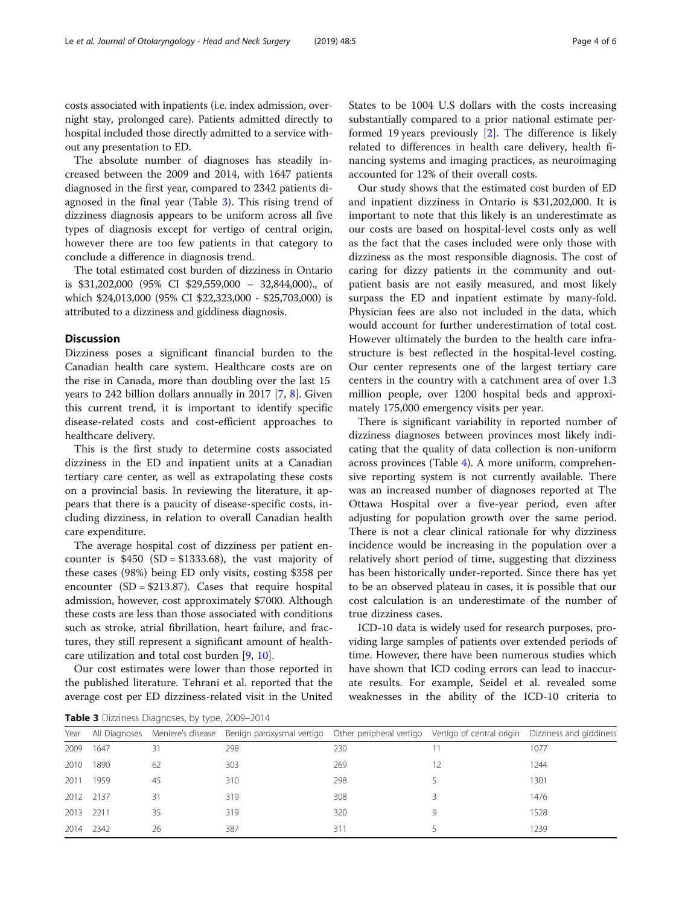costs associated with inpatients (i.e. index admission, overnight stay, prolonged care). Patients admitted directly to hospital included those directly admitted to a service without any presentation to ED.

The absolute number of diagnoses has steadily increased between the 2009 and 2014, with 1647 patients diagnosed in the first year, compared to 2342 patients diagnosed in the final year (Table 3). This rising trend of dizziness diagnosis appears to be uniform across all five types of diagnosis except for vertigo of central origin, however there are too few patients in that category to conclude a difference in diagnosis trend.

The total estimated cost burden of dizziness in Ontario is $31,202,000 (95% CI $29,559,000 – 32,844,000)., of which $24,013,000 (95% CI $22,323,000 - $25,703,000) is attributed to a dizziness and giddiness diagnosis.

## Discussion

Dizziness poses a significant financial burden to the Canadian health care system. Healthcare costs are on the rise in Canada, more than doubling over the last 15 years to 242 billion dollars annually in 2017 [7, 8]. Given this current trend, it is important to identify specific disease-related costs and cost-efficient approaches to healthcare delivery.

This is the first study to determine costs associated dizziness in the ED and inpatient units at a Canadian tertiary care center, as well as extrapolating these costs on a provincial basis. In reviewing the literature, it appears that there is a paucity of disease-specific costs, including dizziness, in relation to overall Canadian health care expenditure.

The average hospital cost of dizziness per patient encounter is $450 (SD = $1333.68), the vast majority of these cases (98%) being ED only visits, costing $358 per encounter (SD = $213.87). Cases that require hospital admission, however, cost approximately $7000. Although these costs are less than those associated with conditions such as stroke, atrial fibrillation, heart failure, and fractures, they still represent a significant amount of healthcare utilization and total cost burden [9, 10].

Our cost estimates were lower than those reported in the published literature. Tehrani et al. reported that the average cost per ED dizziness-related visit in the United States to be 1004 U.S dollars with the costs increasing substantially compared to a prior national estimate performed 19 years previously [2]. The difference is likely related to differences in health care delivery, health financing systems and imaging practices, as neuroimaging accounted for 12% of their overall costs.

Our study shows that the estimated cost burden of ED and inpatient dizziness in Ontario is $31,202,000. It is important to note that this likely is an underestimate as our costs are based on hospital-level costs only as well as the fact that the cases included were only those with dizziness as the most responsible diagnosis. The cost of caring for dizzy patients in the community and outpatient basis are not easily measured, and most likely surpass the ED and inpatient estimate by many-fold. Physician fees are also not included in the data, which would account for further underestimation of total cost. However ultimately the burden to the health care infrastructure is best reflected in the hospital-level costing. Our center represents one of the largest tertiary care centers in the country with a catchment area of over 1.3 million people, over 1200 hospital beds and approximately 175,000 emergency visits per year.

There is significant variability in reported number of dizziness diagnoses between provinces most likely indicating that the quality of data collection is non-uniform across provinces (Table 4). A more uniform, comprehensive reporting system is not currently available. There was an increased number of diagnoses reported at The Ottawa Hospital over a five-year period, even after adjusting for population growth over the same period. There is not a clear clinical rationale for why dizziness incidence would be increasing in the population over a relatively short period of time, suggesting that dizziness has been historically under-reported. Since there has yet to be an observed plateau in cases, it is possible that our cost calculation is an underestimate of the number of true dizziness cases.

ICD-10 data is widely used for research purposes, providing large samples of patients over extended periods of time. However, there have been numerous studies which have shown that ICD coding errors can lead to inaccurate results. For example, Seidel et al. revealed some weaknesses in the ability of the ICD-10 criteria to

**Table 3** Dizziness Diagnoses, by type, 2009–2014

| Year | All Diagnoses | Meniere's disease | Benign paroxysmal vertigo | Other peripheral vertigo | Vertigo of central origin | Dizziness and giddiness |
|---|---|---|---|---|---|---|
| 2009 | 1647 | 31 | 298 | 230 | 11 | 1077 |
| 2010 | 1890 | 62 | 303 | 269 | 12 | 1244 |
| 2011 | 1959 | 45 | 310 | 298 | 5 | 1301 |
| 2012 | 2137 | 31 | 319 | 308 | 3 | 1476 |
| 2013 | 2211 | 35 | 319 | 320 | 9 | 1528 |
| 2014 | 2342 | 26 | 387 | 311 | 5 | 1239 |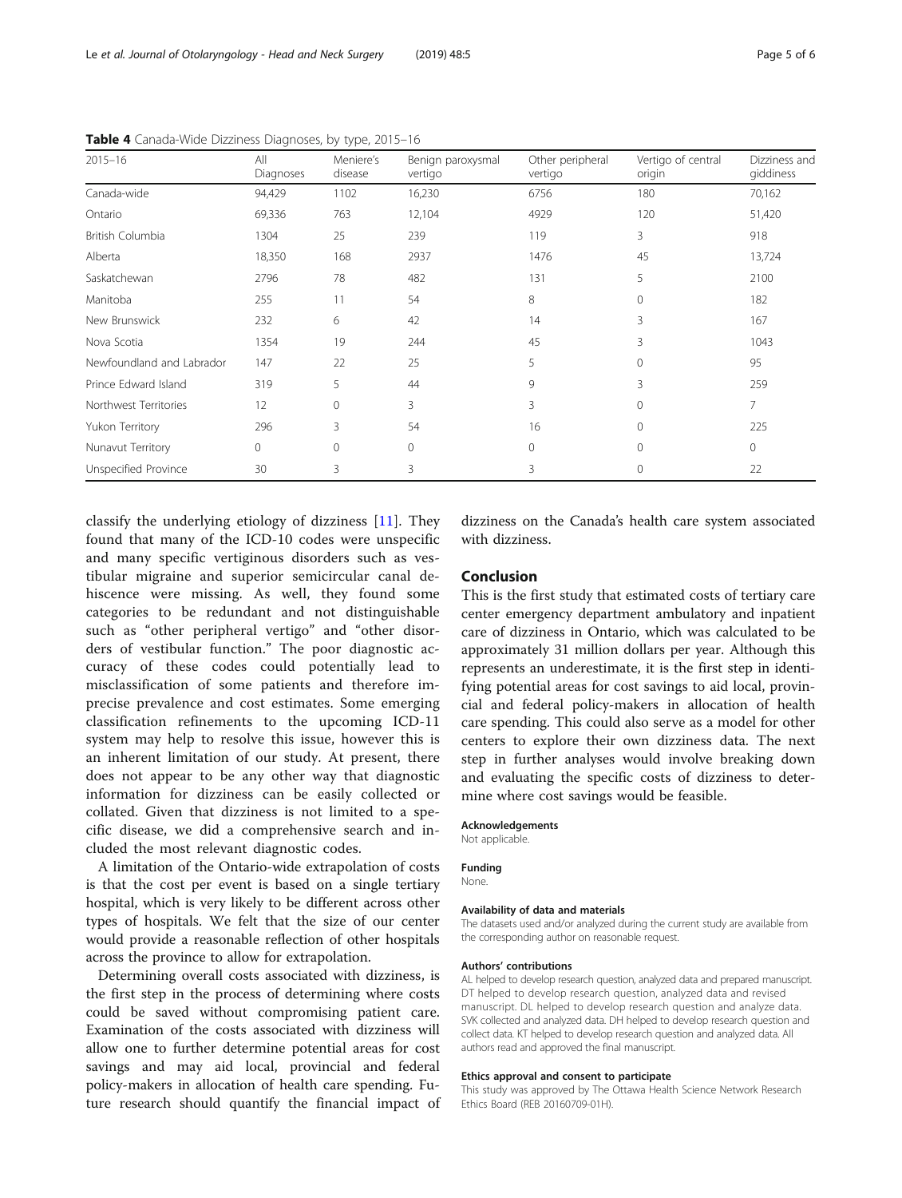**Table 4** Canada-Wide Dizziness Diagnoses, by type, 2015–16

| 2015–16 | All Diagnoses | Meniere's disease | Benign paroxysmal vertigo | Other peripheral vertigo | Vertigo of central origin | Dizziness and giddiness |
|---|---|---|---|---|---|---|
| Canada-wide | 94,429 | 1102 | 16,230 | 6756 | 180 | 70,162 |
| Ontario | 69,336 | 763 | 12,104 | 4929 | 120 | 51,420 |
| British Columbia | 1304 | 25 | 239 | 119 | 3 | 918 |
| Alberta | 18,350 | 168 | 2937 | 1476 | 45 | 13,724 |
| Saskatchewan | 2796 | 78 | 482 | 131 | 5 | 2100 |
| Manitoba | 255 | 11 | 54 | 8 | 0 | 182 |
| New Brunswick | 232 | 6 | 42 | 14 | 3 | 167 |
| Nova Scotia | 1354 | 19 | 244 | 45 | 3 | 1043 |
| Newfoundland and Labrador | 147 | 22 | 25 | 5 | 0 | 95 |
| Prince Edward Island | 319 | 5 | 44 | 9 | 3 | 259 |
| Northwest Territories | 12 | 0 | 3 | 3 | 0 | 7 |
| Yukon Territory | 296 | 3 | 54 | 16 | 0 | 225 |
| Nunavut Territory | 0 | 0 | 0 | 0 | 0 | 0 |
| Unspecified Province | 30 | 3 | 3 | 3 | 0 | 22 |

classify the underlying etiology of dizziness [11]. They found that many of the ICD-10 codes were unspecific and many specific vertiginous disorders such as vestibular migraine and superior semicircular canal dehiscence were missing. As well, they found some categories to be redundant and not distinguishable such as "other peripheral vertigo" and "other disorders of vestibular function." The poor diagnostic accuracy of these codes could potentially lead to misclassification of some patients and therefore imprecise prevalence and cost estimates. Some emerging classification refinements to the upcoming ICD-11 system may help to resolve this issue, however this is an inherent limitation of our study. At present, there does not appear to be any other way that diagnostic information for dizziness can be easily collected or collated. Given that dizziness is not limited to a specific disease, we did a comprehensive search and included the most relevant diagnostic codes.

A limitation of the Ontario-wide extrapolation of costs is that the cost per event is based on a single tertiary hospital, which is very likely to be different across other types of hospitals. We felt that the size of our center would provide a reasonable reflection of other hospitals across the province to allow for extrapolation.

Determining overall costs associated with dizziness, is the first step in the process of determining where costs could be saved without compromising patient care. Examination of the costs associated with dizziness will allow one to further determine potential areas for cost savings and may aid local, provincial and federal policy-makers in allocation of health care spending. Future research should quantify the financial impact of dizziness on the Canada's health care system associated with dizziness.

## Conclusion

This is the first study that estimated costs of tertiary care center emergency department ambulatory and inpatient care of dizziness in Ontario, which was calculated to be approximately 31 million dollars per year. Although this represents an underestimate, it is the first step in identifying potential areas for cost savings to aid local, provincial and federal policy-makers in allocation of health care spending. This could also serve as a model for other centers to explore their own dizziness data. The next step in further analyses would involve breaking down and evaluating the specific costs of dizziness to determine where cost savings would be feasible.

#### Acknowledgements

Not applicable.

#### Funding

None.

#### Availability of data and materials

The datasets used and/or analyzed during the current study are available from the corresponding author on reasonable request.

#### Authors' contributions

AL helped to develop research question, analyzed data and prepared manuscript. DT helped to develop research question, analyzed data and revised manuscript. DL helped to develop research question and analyze data. SVK collected and analyzed data. DH helped to develop research question and collect data. KT helped to develop research question and analyzed data. All authors read and approved the final manuscript.

#### Ethics approval and consent to participate

This study was approved by The Ottawa Health Science Network Research Ethics Board (REB 20160709-01H).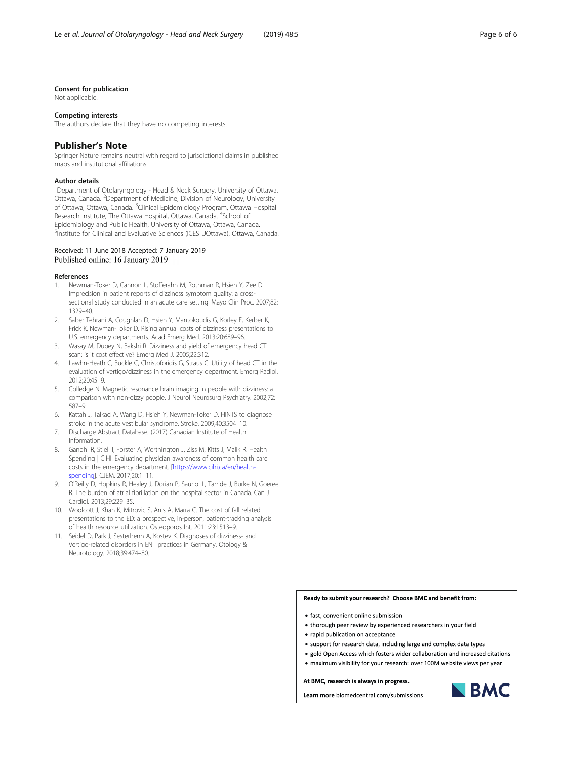### Consent for publication

Not applicable.

### Competing interests

The authors declare that they have no competing interests.

## Publisher's Note

Springer Nature remains neutral with regard to jurisdictional claims in published maps and institutional affiliations.

### Author details

[1]Department of Otolaryngology - Head & Neck Surgery, University of Ottawa, Ottawa, Canada. [2]Department of Medicine, Division of Neurology, University of Ottawa, Ottawa, Canada. [3]Clinical Epidemiology Program, Ottawa Hospital Research Institute, The Ottawa Hospital, Ottawa, Canada. [4]School of Epidemiology and Public Health, University of Ottawa, Ottawa, Canada. [5]Institute for Clinical and Evaluative Sciences (ICES UOttawa), Ottawa, Canada.

Received: 11 June 2018 Accepted: 7 January 2019
Published online: 16 January 2019

### References

1. Newman-Toker D, Cannon L, Stofferahn M, Rothman R, Hsieh Y, Zee D. Imprecision in patient reports of dizziness symptom quality: a cross-sectional study conducted in an acute care setting. Mayo Clin Proc. 2007;82:1329–40.
2. Saber Tehrani A, Coughlan D, Hsieh Y, Mantokoudis G, Korley F, Kerber K, Frick K, Newman-Toker D. Rising annual costs of dizziness presentations to U.S. emergency departments. Acad Emerg Med. 2013;20:689–96.
3. Wasay M, Dubey N, Bakshi R. Dizziness and yield of emergency head CT scan: is it cost effective? Emerg Med J. 2005;22:312.
4. Lawhn-Heath C, Buckle C, Christoforidis G, Straus C. Utility of head CT in the evaluation of vertigo/dizziness in the emergency department. Emerg Radiol. 2012;20:45–9.
5. Colledge N. Magnetic resonance brain imaging in people with dizziness: a comparison with non-dizzy people. J Neurol Neurosurg Psychiatry. 2002;72:587–9.
6. Kattah J, Talkad A, Wang D, Hsieh Y, Newman-Toker D. HINTS to diagnose stroke in the acute vestibular syndrome. Stroke. 2009;40:3504–10.
7. Discharge Abstract Database. (2017) Canadian Institute of Health Information.
8. Gandhi R, Stiell I, Forster A, Worthington J, Ziss M, Kitts J, Malik R. Health Spending | CIHI. Evaluating physician awareness of common health care costs in the emergency department. [https://www.cihi.ca/en/health-spending]. CJEM. 2017;20:1–11.
9. O'Reilly D, Hopkins R, Healey J, Dorian P, Sauriol L, Tarride J, Burke N, Goeree R. The burden of atrial fibrillation on the hospital sector in Canada. Can J Cardiol. 2013;29:229–35.
10. Woolcott J, Khan K, Mitrovic S, Anis A, Marra C. The cost of fall related presentations to the ED: a prospective, in-person, patient-tracking analysis of health resource utilization. Osteoporos Int. 2011;23:1513–9.
11. Seidel D, Park J, Sesterhenn A, Kostev K. Diagnoses of dizziness- and Vertigo-related disorders in ENT practices in Germany. Otology & Neurotology. 2018;39:474–80.